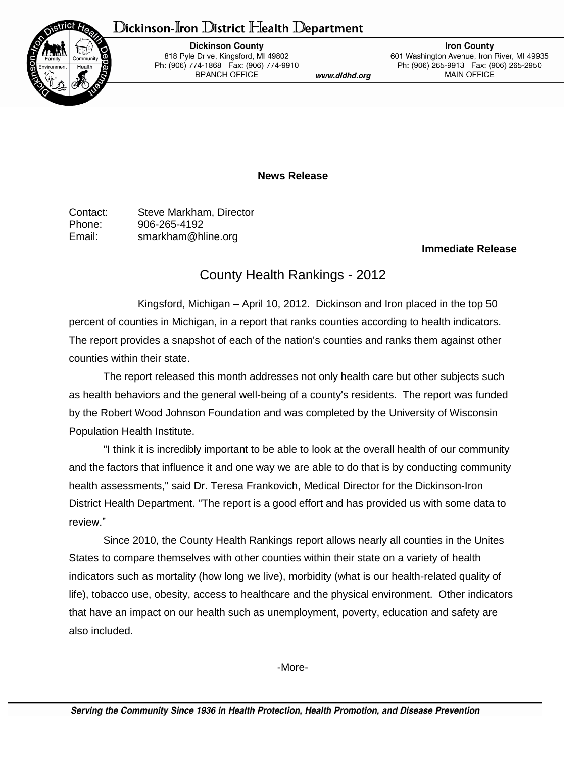# Dickinson-Iron District Health Department

**Dickinson County**
818 Pyle Drive, Kingsford, MI 49802
Ph: (906) 774-1868 Fax: (906) 774-9910
BRANCH OFFICE

www.didhd.org

**Iron County**
601 Washington Avenue, Iron River, MI 49935
Ph: (906) 265-9913 Fax: (906) 265-2950
MAIN OFFICE

**News Release**

Contact: Steve Markham, Director
Phone: 906-265-4192
Email: smarkham@hline.org

**Immediate Release**

## County Health Rankings - 2012

Kingsford, Michigan – April 10, 2012. Dickinson and Iron placed in the top 50 percent of counties in Michigan, in a report that ranks counties according to health indicators. The report provides a snapshot of each of the nation's counties and ranks them against other counties within their state.

The report released this month addresses not only health care but other subjects such as health behaviors and the general well-being of a county's residents. The report was funded by the Robert Wood Johnson Foundation and was completed by the University of Wisconsin Population Health Institute.

"I think it is incredibly important to be able to look at the overall health of our community and the factors that influence it and one way we are able to do that is by conducting community health assessments," said Dr. Teresa Frankovich, Medical Director for the Dickinson-Iron District Health Department. "The report is a good effort and has provided us with some data to review."

Since 2010, the County Health Rankings report allows nearly all counties in the Unites States to compare themselves with other counties within their state on a variety of health indicators such as mortality (how long we live), morbidity (what is our health-related quality of life), tobacco use, obesity, access to healthcare and the physical environment. Other indicators that have an impact on our health such as unemployment, poverty, education and safety are also included.

-More-

***Serving the Community Since 1936 in Health Protection, Health Promotion, and Disease Prevention***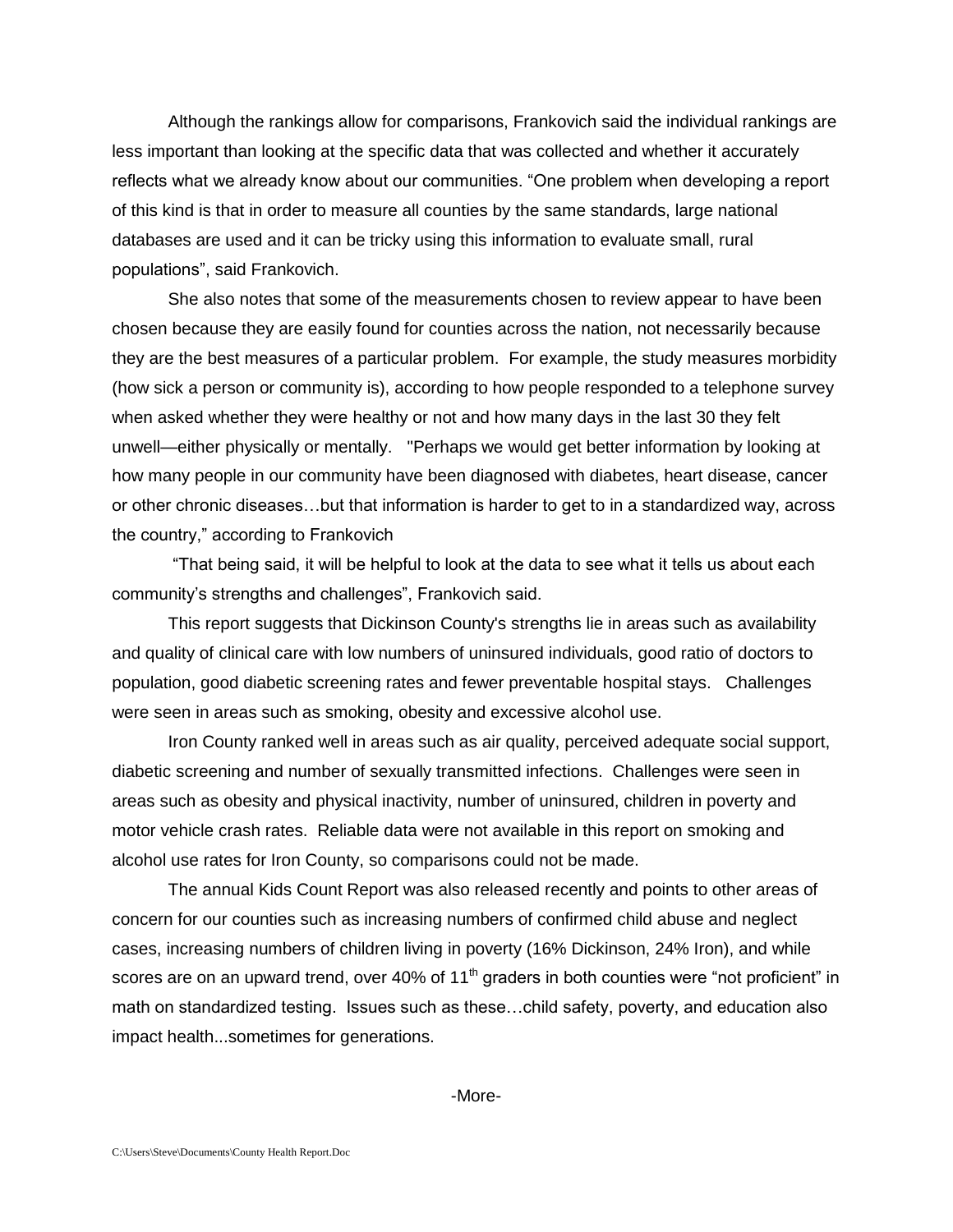Although the rankings allow for comparisons, Frankovich said the individual rankings are less important than looking at the specific data that was collected and whether it accurately reflects what we already know about our communities. “One problem when developing a report of this kind is that in order to measure all counties by the same standards, large national databases are used and it can be tricky using this information to evaluate small, rural populations”, said Frankovich.

She also notes that some of the measurements chosen to review appear to have been chosen because they are easily found for counties across the nation, not necessarily because they are the best measures of a particular problem. For example, the study measures morbidity (how sick a person or community is), according to how people responded to a telephone survey when asked whether they were healthy or not and how many days in the last 30 they felt unwell—either physically or mentally. "Perhaps we would get better information by looking at how many people in our community have been diagnosed with diabetes, heart disease, cancer or other chronic diseases…but that information is harder to get to in a standardized way, across the country,” according to Frankovich

“That being said, it will be helpful to look at the data to see what it tells us about each community’s strengths and challenges”, Frankovich said.

This report suggests that Dickinson County's strengths lie in areas such as availability and quality of clinical care with low numbers of uninsured individuals, good ratio of doctors to population, good diabetic screening rates and fewer preventable hospital stays. Challenges were seen in areas such as smoking, obesity and excessive alcohol use.

Iron County ranked well in areas such as air quality, perceived adequate social support, diabetic screening and number of sexually transmitted infections. Challenges were seen in areas such as obesity and physical inactivity, number of uninsured, children in poverty and motor vehicle crash rates. Reliable data were not available in this report on smoking and alcohol use rates for Iron County, so comparisons could not be made.

The annual Kids Count Report was also released recently and points to other areas of concern for our counties such as increasing numbers of confirmed child abuse and neglect cases, increasing numbers of children living in poverty (16% Dickinson, 24% Iron), and while scores are on an upward trend, over 40% of 11th graders in both counties were “not proficient” in math on standardized testing. Issues such as these…child safety, poverty, and education also impact health...sometimes for generations.

-More-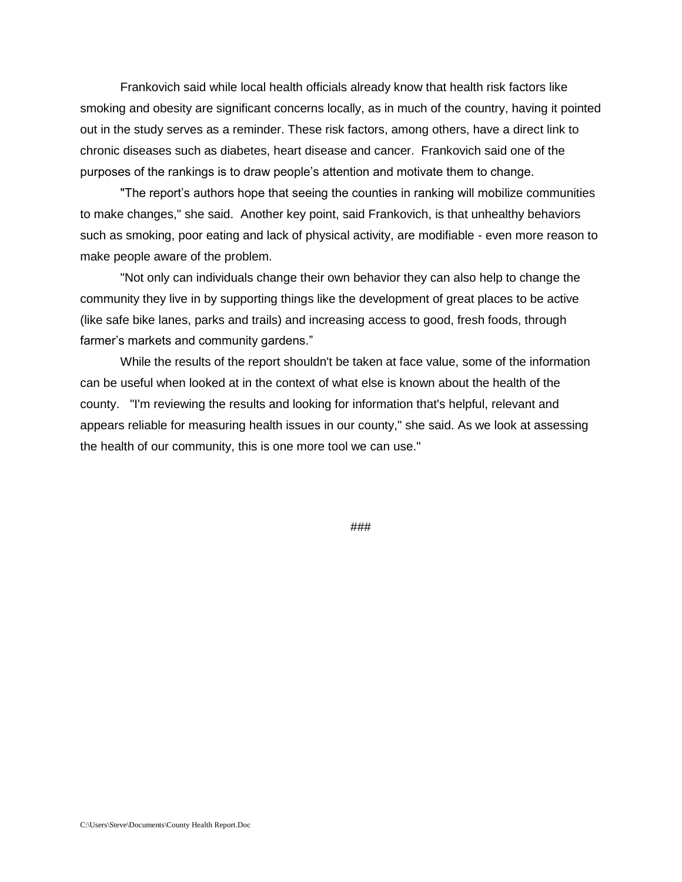Frankovich said while local health officials already know that health risk factors like smoking and obesity are significant concerns locally, as in much of the country, having it pointed out in the study serves as a reminder. These risk factors, among others, have a direct link to chronic diseases such as diabetes, heart disease and cancer. Frankovich said one of the purposes of the rankings is to draw people's attention and motivate them to change.

"The report's authors hope that seeing the counties in ranking will mobilize communities to make changes," she said. Another key point, said Frankovich, is that unhealthy behaviors such as smoking, poor eating and lack of physical activity, are modifiable - even more reason to make people aware of the problem.

"Not only can individuals change their own behavior they can also help to change the community they live in by supporting things like the development of great places to be active (like safe bike lanes, parks and trails) and increasing access to good, fresh foods, through farmer's markets and community gardens."

While the results of the report shouldn't be taken at face value, some of the information can be useful when looked at in the context of what else is known about the health of the county. "I'm reviewing the results and looking for information that's helpful, relevant and appears reliable for measuring health issues in our county," she said. As we look at assessing the health of our community, this is one more tool we can use."

###

C:\Users\Steve\Documents\County Health Report.Doc